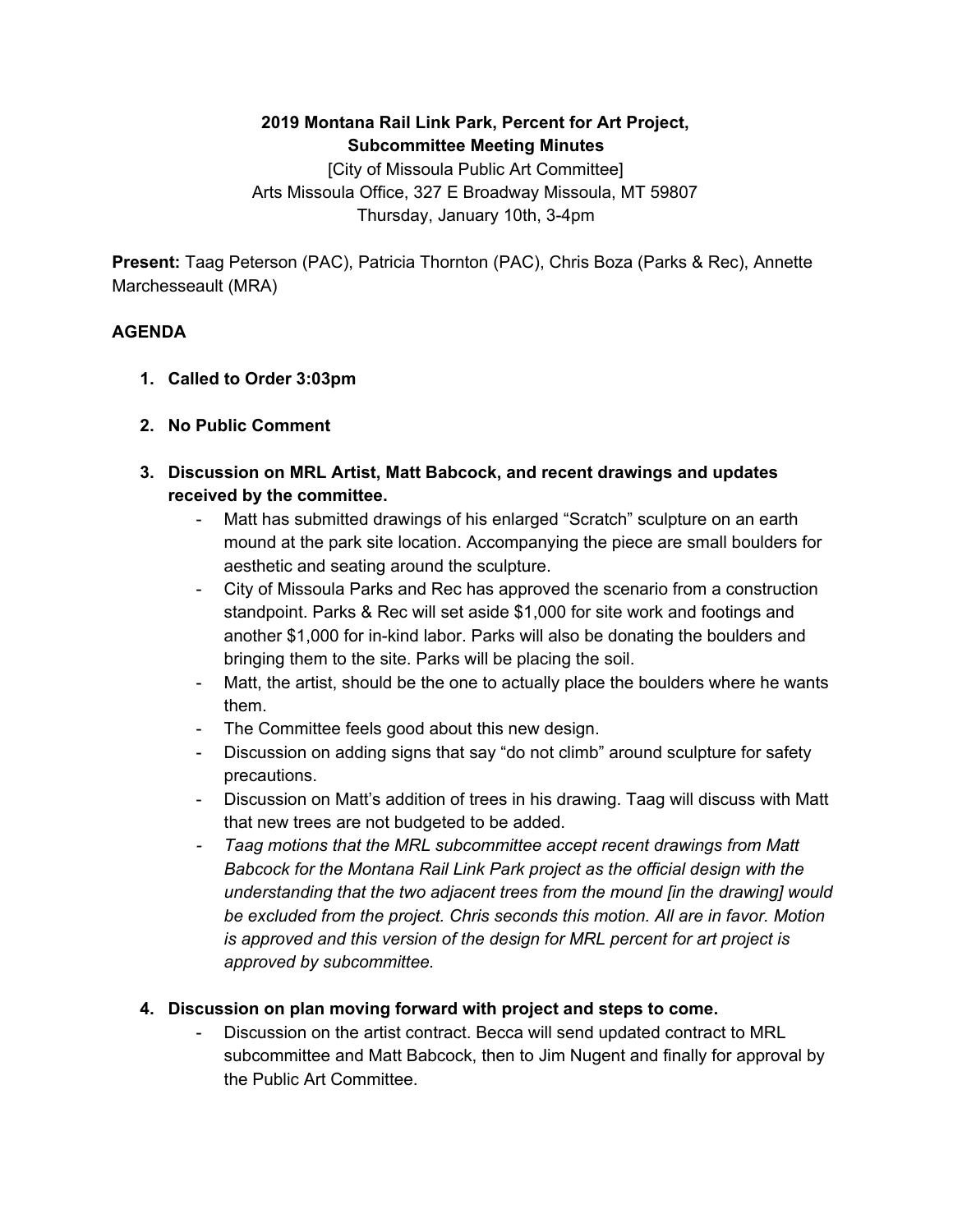**2019 Montana Rail Link Park, Percent for Art Project, Subcommittee Meeting Minutes**

[City of Missoula Public Art Committee]
Arts Missoula Office, 327 E Broadway Missoula, MT 59807
Thursday, January 10th, 3-4pm

**Present:** Taag Peterson (PAC), Patricia Thornton (PAC), Chris Boza (Parks & Rec), Annette Marchesseault (MRA)

**AGENDA**

1. **Called to Order 3:03pm**
2. **No Public Comment**
3. **Discussion on MRL Artist, Matt Babcock, and recent drawings and updates received by the committee.**
   - Matt has submitted drawings of his enlarged "Scratch" sculpture on an earth mound at the park site location. Accompanying the piece are small boulders for aesthetic and seating around the sculpture.
   - City of Missoula Parks and Rec has approved the scenario from a construction standpoint. Parks & Rec will set aside $1,000 for site work and footings and another $1,000 for in-kind labor. Parks will also be donating the boulders and bringing them to the site. Parks will be placing the soil.
   - Matt, the artist, should be the one to actually place the boulders where he wants them.
   - The Committee feels good about this new design.
   - Discussion on adding signs that say "do not climb" around sculpture for safety precautions.
   - Discussion on Matt's addition of trees in his drawing. Taag will discuss with Matt that new trees are not budgeted to be added.
   - *Taag motions that the MRL subcommittee accept recent drawings from Matt Babcock for the Montana Rail Link Park project as the official design with the understanding that the two adjacent trees from the mound [in the drawing] would be excluded from the project. Chris seconds this motion. All are in favor. Motion is approved and this version of the design for MRL percent for art project is approved by subcommittee.*
4. **Discussion on plan moving forward with project and steps to come.**
   - Discussion on the artist contract. Becca will send updated contract to MRL subcommittee and Matt Babcock, then to Jim Nugent and finally for approval by the Public Art Committee.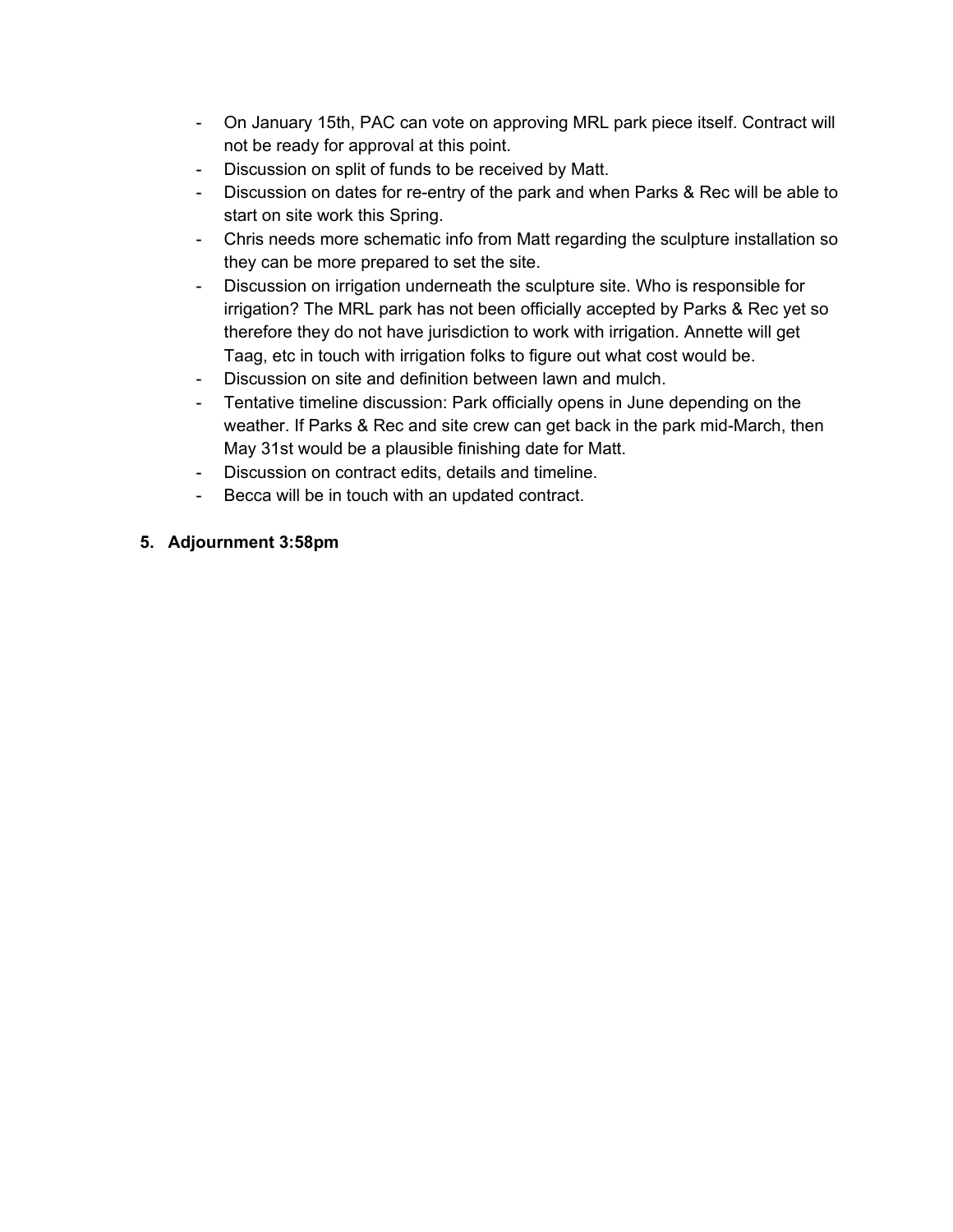- On January 15th, PAC can vote on approving MRL park piece itself. Contract will not be ready for approval at this point.
- Discussion on split of funds to be received by Matt.
- Discussion on dates for re-entry of the park and when Parks & Rec will be able to start on site work this Spring.
- Chris needs more schematic info from Matt regarding the sculpture installation so they can be more prepared to set the site.
- Discussion on irrigation underneath the sculpture site. Who is responsible for irrigation? The MRL park has not been officially accepted by Parks & Rec yet so therefore they do not have jurisdiction to work with irrigation. Annette will get Taag, etc in touch with irrigation folks to figure out what cost would be.
- Discussion on site and definition between lawn and mulch.
- Tentative timeline discussion: Park officially opens in June depending on the weather. If Parks & Rec and site crew can get back in the park mid-March, then May 31st would be a plausible finishing date for Matt.
- Discussion on contract edits, details and timeline.
- Becca will be in touch with an updated contract.

**5. Adjournment 3:58pm**